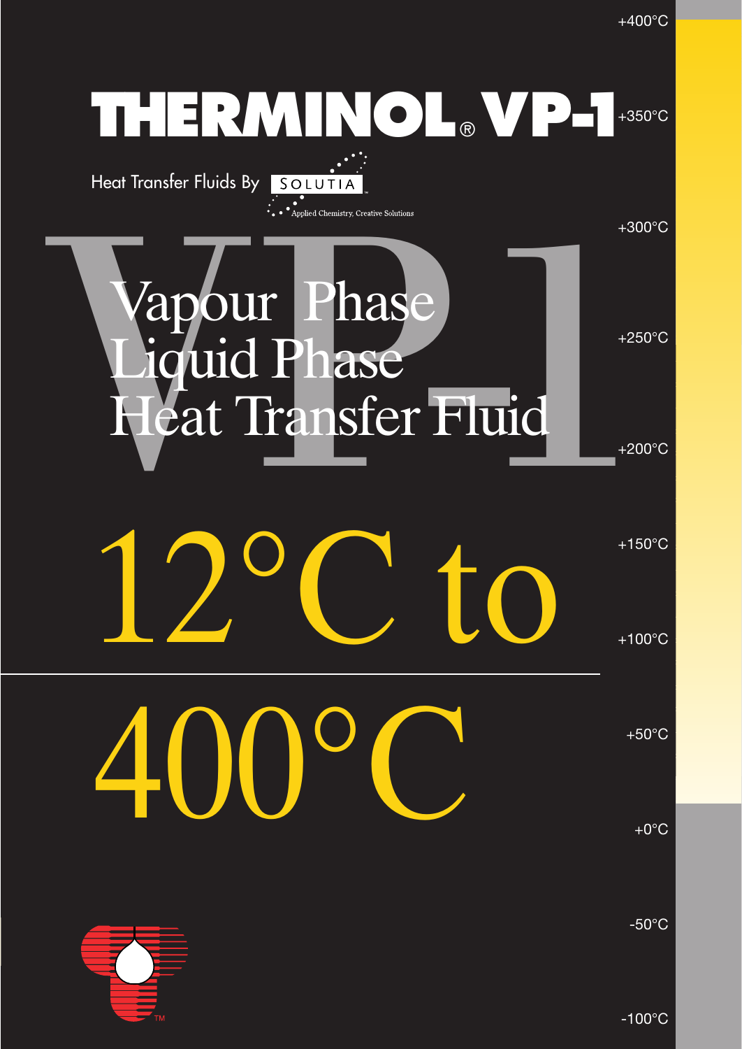# THERMINOL® VP-1

Heat Transfer Fluids By SOLUTIA

Applied Chemistry, Creative Solutions

## Vapour Phase Liquid Phase Heat Transfer Fluid

# 12°C to 400°C

+400°C

+350°C

+300°C

+250°C

+200°C

+150°C

+100°C

+50°C

+0°C

-50°C

-100°C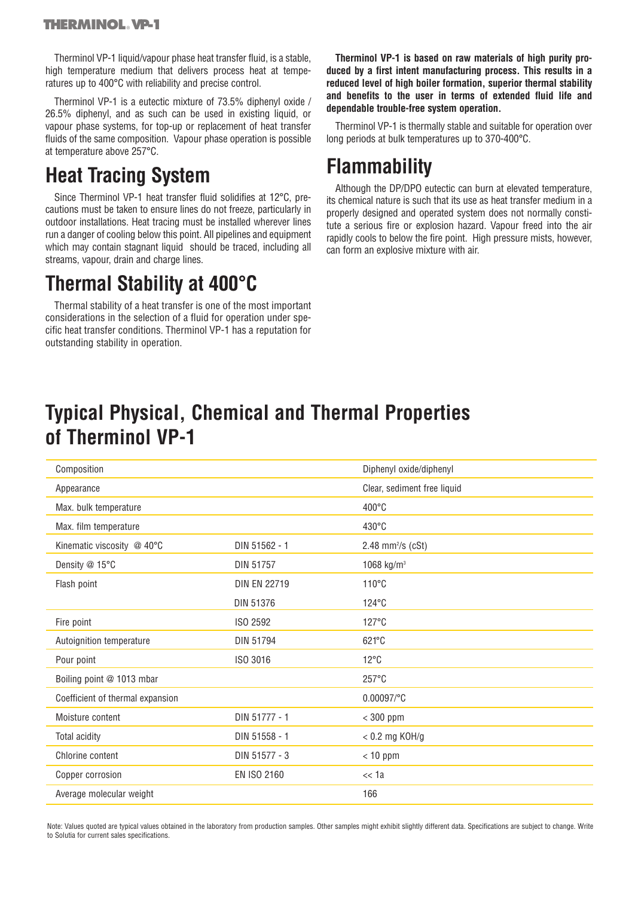Therminol VP-1 liquid/vapour phase heat transfer fluid, is a stable, high temperature medium that delivers process heat at temperatures up to 400°C with reliability and precise control.

Therminol VP-1 is a eutectic mixture of 73.5% diphenyl oxide / 26.5% diphenyl, and as such can be used in existing liquid, or vapour phase systems, for top-up or replacement of heat transfer fluids of the same composition. Vapour phase operation is possible at temperature above 257°C.

## Heat Tracing System

Since Therminol VP-1 heat transfer fluid solidifies at 12°C, precautions must be taken to ensure lines do not freeze, particularly in outdoor installations. Heat tracing must be installed wherever lines run a danger of cooling below this point. All pipelines and equipment which may contain stagnant liquid should be traced, including all streams, vapour, drain and charge lines.

## Thermal Stability at 400°C

Thermal stability of a heat transfer is one of the most important considerations in the selection of a fluid for operation under specific heat transfer conditions. Therminol VP-1 has a reputation for outstanding stability in operation.

**Therminol VP-1 is based on raw materials of high purity produced by a first intent manufacturing process. This results in a reduced level of high boiler formation, superior thermal stability and benefits to the user in terms of extended fluid life and dependable trouble-free system operation.**

Therminol VP-1 is thermally stable and suitable for operation over long periods at bulk temperatures up to 370-400°C.

## Flammability

Although the DP/DPO eutectic can burn at elevated temperature, its chemical nature is such that its use as heat transfer medium in a properly designed and operated system does not normally constitute a serious fire or explosion hazard. Vapour freed into the air rapidly cools to below the fire point. High pressure mists, however, can form an explosive mixture with air.

## Typical Physical, Chemical and Thermal Properties of Therminol VP-1

| Property | Method | Value |
|---|---|---|
| Composition | | Diphenyl oxide/diphenyl |
| Appearance | | Clear, sediment free liquid |
| Max. bulk temperature | | 400°C |
| Max. film temperature | | 430°C |
| Kinematic viscosity @ 40°C | DIN 51562 - 1 | 2.48 $mm^2/s$ (cSt) |
| Density @ 15°C | DIN 51757 | 1068 $kg/m^3$ |
| Flash point | DIN EN 22719 | 110°C |
| | DIN 51376 | 124°C |
| Fire point | ISO 2592 | 127°C |
| Autoignition temperature | DIN 51794 | 621°C |
| Pour point | ISO 3016 | 12°C |
| Boiling point @ 1013 mbar | | 257°C |
| Coefficient of thermal expansion | | 0.00097/°C |
| Moisture content | DIN 51777 - 1 | < 300 ppm |
| Total acidity | DIN 51558 - 1 | < 0.2 mg KOH/g |
| Chlorine content | DIN 51577 - 3 | < 10 ppm |
| Copper corrosion | EN ISO 2160 | << 1a |
| Average molecular weight | | 166 |

Note: Values quoted are typical values obtained in the laboratory from production samples. Other samples might exhibit slightly different data. Specifications are subject to change. Write to Solutia for current sales specifications.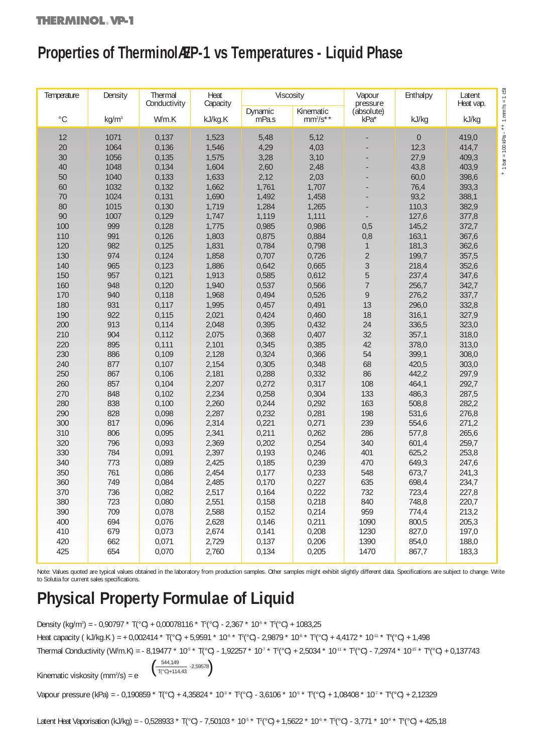## Properties of Therminol®VP-1 vs Temperatures - Liquid Phase

| Temperature | Density | Thermal Conductivity | Heat Capacity | Viscosity | | Vapour pressure (absolute) | Enthalpy | Latent Heat vap. |
|---|---|---|---|---|---|---|---|---|
| | | | | Dynamic mPa.s | Kinematic mm²/s** | | | |
| °C | kg/m³ | W/m.K | kJ/kg.K | | | kPa* | kJ/kg | kJ/kg |
| 12 | 1071 | 0,137 | 1,523 | 5,48 | 5,12 | - | 0 | 419,0 |
| 20 | 1064 | 0,136 | 1,546 | 4,29 | 4,03 | - | 12,3 | 414,7 |
| 30 | 1056 | 0,135 | 1,575 | 3,28 | 3,10 | - | 27,9 | 409,3 |
| 40 | 1048 | 0,134 | 1,604 | 2,60 | 2,48 | - | 43,8 | 403,9 |
| 50 | 1040 | 0,133 | 1,633 | 2,12 | 2,03 | - | 60,0 | 398,6 |
| 60 | 1032 | 0,132 | 1,662 | 1,761 | 1,707 | - | 76,4 | 393,3 |
| 70 | 1024 | 0,131 | 1,690 | 1,492 | 1,458 | - | 93,2 | 388,1 |
| 80 | 1015 | 0,130 | 1,719 | 1,284 | 1,265 | - | 110,3 | 382,9 |
| 90 | 1007 | 0,129 | 1,747 | 1,119 | 1,111 | - | 127,6 | 377,8 |
| 100 | 999 | 0,128 | 1,775 | 0,985 | 0,986 | 0,5 | 145,2 | 372,7 |
| 110 | 991 | 0,126 | 1,803 | 0,875 | 0,884 | 0,8 | 163,1 | 367,6 |
| 120 | 982 | 0,125 | 1,831 | 0,784 | 0,798 | 1 | 181,3 | 362,6 |
| 130 | 974 | 0,124 | 1,858 | 0,707 | 0,726 | 2 | 199,7 | 357,5 |
| 140 | 965 | 0,123 | 1,886 | 0,642 | 0,665 | 3 | 218,4 | 352,6 |
| 150 | 957 | 0,121 | 1,913 | 0,585 | 0,612 | 5 | 237,4 | 347,6 |
| 160 | 948 | 0,120 | 1,940 | 0,537 | 0,566 | 7 | 256,7 | 342,7 |
| 170 | 940 | 0,118 | 1,968 | 0,494 | 0,526 | 9 | 276,2 | 337,7 |
| 180 | 931 | 0,117 | 1,995 | 0,457 | 0,491 | 13 | 296,0 | 332,8 |
| 190 | 922 | 0,115 | 2,021 | 0,424 | 0,460 | 18 | 316,1 | 327,9 |
| 200 | 913 | 0,114 | 2,048 | 0,395 | 0,432 | 24 | 336,5 | 323,0 |
| 210 | 904 | 0,112 | 2,075 | 0,368 | 0,407 | 32 | 357,1 | 318,0 |
| 220 | 895 | 0,111 | 2,101 | 0,345 | 0,385 | 42 | 378,0 | 313,0 |
| 230 | 886 | 0,109 | 2,128 | 0,324 | 0,366 | 54 | 399,1 | 308,0 |
| 240 | 877 | 0,107 | 2,154 | 0,305 | 0,348 | 68 | 420,5 | 303,0 |
| 250 | 867 | 0,106 | 2,181 | 0,288 | 0,332 | 86 | 442,2 | 297,9 |
| 260 | 857 | 0,104 | 2,207 | 0,272 | 0,317 | 108 | 464,1 | 292,7 |
| 270 | 848 | 0,102 | 2,234 | 0,258 | 0,304 | 133 | 486,3 | 287,5 |
| 280 | 838 | 0,100 | 2,260 | 0,244 | 0,292 | 163 | 508,8 | 282,2 |
| 290 | 828 | 0,098 | 2,287 | 0,232 | 0,281 | 198 | 531,6 | 276,8 |
| 300 | 817 | 0,096 | 2,314 | 0,221 | 0,271 | 239 | 554,6 | 271,2 |
| 310 | 806 | 0,095 | 2,341 | 0,211 | 0,262 | 286 | 577,8 | 265,6 |
| 320 | 796 | 0,093 | 2,369 | 0,202 | 0,254 | 340 | 601,4 | 259,7 |
| 330 | 784 | 0,091 | 2,397 | 0,193 | 0,246 | 401 | 625,2 | 253,8 |
| 340 | 773 | 0,089 | 2,425 | 0,185 | 0,239 | 470 | 649,3 | 247,6 |
| 350 | 761 | 0,086 | 2,454 | 0,177 | 0,233 | 548 | 673,7 | 241,3 |
| 360 | 749 | 0,084 | 2,485 | 0,170 | 0,227 | 635 | 698,4 | 234,7 |
| 370 | 736 | 0,082 | 2,517 | 0,164 | 0,222 | 732 | 723,4 | 227,8 |
| 380 | 723 | 0,080 | 2,551 | 0,158 | 0,218 | 840 | 748,8 | 220,7 |
| 390 | 709 | 0,078 | 2,588 | 0,152 | 0,214 | 959 | 774,4 | 213,2 |
| 400 | 694 | 0,076 | 2,628 | 0,146 | 0,211 | 1090 | 800,5 | 205,3 |
| 410 | 679 | 0,073 | 2,674 | 0,141 | 0,208 | 1230 | 827,0 | 197,0 |
| 420 | 662 | 0,071 | 2,729 | 0,137 | 0,206 | 1390 | 854,0 | 188,0 |
| 425 | 654 | 0,070 | 2,760 | 0,134 | 0,205 | 1470 | 867,7 | 183,3 |

\* 1 bar = 100 kPa - ** 1 mm²/s = 1 cSt

Note: Values quoted are typical values obtained in the laboratory from production samples. Other samples might exhibit slightly different data. Specifications are subject to change. Write to Solutia for current sales specifications.

## Physical Property Formulae of Liquid

Density (kg/m³) = $-0{,}90797 \cdot T(°C) + 0{,}00078116 \cdot T^2(°C) - 2{,}367 \cdot 10^{-6} \cdot T^3(°C) + 1083{,}25$

Heat capacity ( kJ/kg.K ) = $+0{,}002414 \cdot T(°C) + 5{,}9591 \cdot 10^{-6} \cdot T^2(°C) - 2{,}9879 \cdot 10^{-8} \cdot T^3(°C) + 4{,}4172 \cdot 10^{-11} \cdot T^4(°C) + 1{,}498$

Thermal Conductivity (W/m.K) = $-8{,}19477 \cdot 10^{-5} \cdot T(°C) - 1{,}92257 \cdot 10^{-7} \cdot T^2(°C) + 2{,}5034 \cdot 10^{-11} \cdot T^3(°C) - 7{,}2974 \cdot 10^{-15} \cdot T^4(°C) + 0{,}137743$

Kinematic viskosity (mm²/s) = $e^{\left(\frac{544{,}149}{T(°C)+114{,}43} - 2{,}59578\right)}$

Vapour pressure (kPa) = $-0{,}190859 \cdot T(°C) + 4{,}35824 \cdot 10^{-3} \cdot T^2(°C) - 3{,}6106 \cdot 10^{-5} \cdot T^3(°C) + 1{,}08408 \cdot 10^{-7} \cdot T^4(°C) + 2{,}12329$

Latent Heat Vaporisation (kJ/kg) = $-0{,}528933 \cdot T(°C) - 7{,}50103 \cdot 10^{-5} \cdot T^2(°C) + 1{,}5622 \cdot 10^{-6} \cdot T^3(°C) - 3{,}771 \cdot 10^{-9} \cdot T^4(°C) + 425{,}18$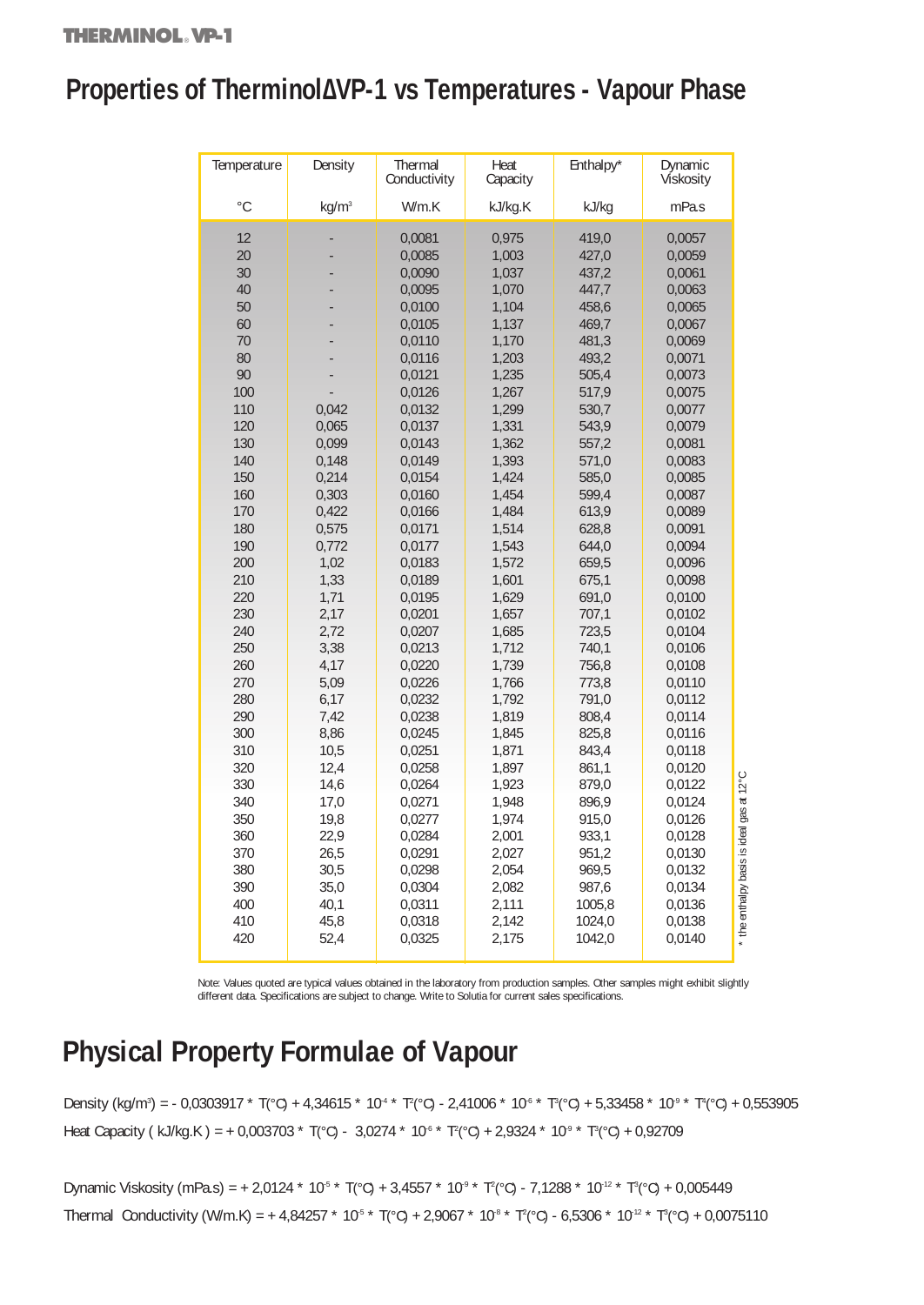# Properties of Therminol VP-1 vs Temperatures - Vapour Phase

| Temperature | Density | Thermal Conductivity | Heat Capacity | Enthalpy* | Dynamic Viskosity |
|---|---|---|---|---|---|
| °C | kg/m³ | W/m.K | kJ/kg.K | kJ/kg | mPa.s |
| 12 | - | 0,0081 | 0,975 | 419,0 | 0,0057 |
| 20 | - | 0,0085 | 1,003 | 427,0 | 0,0059 |
| 30 | - | 0,0090 | 1,037 | 437,2 | 0,0061 |
| 40 | - | 0,0095 | 1,070 | 447,7 | 0,0063 |
| 50 | - | 0,0100 | 1,104 | 458,6 | 0,0065 |
| 60 | - | 0,0105 | 1,137 | 469,7 | 0,0067 |
| 70 | - | 0,0110 | 1,170 | 481,3 | 0,0069 |
| 80 | - | 0,0116 | 1,203 | 493,2 | 0,0071 |
| 90 | - | 0,0121 | 1,235 | 505,4 | 0,0073 |
| 100 | - | 0,0126 | 1,267 | 517,9 | 0,0075 |
| 110 | 0,042 | 0,0132 | 1,299 | 530,7 | 0,0077 |
| 120 | 0,065 | 0,0137 | 1,331 | 543,9 | 0,0079 |
| 130 | 0,099 | 0,0143 | 1,362 | 557,2 | 0,0081 |
| 140 | 0,148 | 0,0149 | 1,393 | 571,0 | 0,0083 |
| 150 | 0,214 | 0,0154 | 1,424 | 585,0 | 0,0085 |
| 160 | 0,303 | 0,0160 | 1,454 | 599,4 | 0,0087 |
| 170 | 0,422 | 0,0166 | 1,484 | 613,9 | 0,0089 |
| 180 | 0,575 | 0,0171 | 1,514 | 628,8 | 0,0091 |
| 190 | 0,772 | 0,0177 | 1,543 | 644,0 | 0,0094 |
| 200 | 1,02 | 0,0183 | 1,572 | 659,5 | 0,0096 |
| 210 | 1,33 | 0,0189 | 1,601 | 675,1 | 0,0098 |
| 220 | 1,71 | 0,0195 | 1,629 | 691,0 | 0,0100 |
| 230 | 2,17 | 0,0201 | 1,657 | 707,1 | 0,0102 |
| 240 | 2,72 | 0,0207 | 1,685 | 723,5 | 0,0104 |
| 250 | 3,38 | 0,0213 | 1,712 | 740,1 | 0,0106 |
| 260 | 4,17 | 0,0220 | 1,739 | 756,8 | 0,0108 |
| 270 | 5,09 | 0,0226 | 1,766 | 773,8 | 0,0110 |
| 280 | 6,17 | 0,0232 | 1,792 | 791,0 | 0,0112 |
| 290 | 7,42 | 0,0238 | 1,819 | 808,4 | 0,0114 |
| 300 | 8,86 | 0,0245 | 1,845 | 825,8 | 0,0116 |
| 310 | 10,5 | 0,0251 | 1,871 | 843,4 | 0,0118 |
| 320 | 12,4 | 0,0258 | 1,897 | 861,1 | 0,0120 |
| 330 | 14,6 | 0,0264 | 1,923 | 879,0 | 0,0122 |
| 340 | 17,0 | 0,0271 | 1,948 | 896,9 | 0,0124 |
| 350 | 19,8 | 0,0277 | 1,974 | 915,0 | 0,0126 |
| 360 | 22,9 | 0,0284 | 2,001 | 933,1 | 0,0128 |
| 370 | 26,5 | 0,0291 | 2,027 | 951,2 | 0,0130 |
| 380 | 30,5 | 0,0298 | 2,054 | 969,5 | 0,0132 |
| 390 | 35,0 | 0,0304 | 2,082 | 987,6 | 0,0134 |
| 400 | 40,1 | 0,0311 | 2,111 | 1005,8 | 0,0136 |
| 410 | 45,8 | 0,0318 | 2,142 | 1024,0 | 0,0138 |
| 420 | 52,4 | 0,0325 | 2,175 | 1042,0 | 0,0140 |

\* the enthalpy basis is ideal gas at 12°C

Note: Values quoted are typical values obtained in the laboratory from production samples. Other samples might exhibit slightly different data. Specifications are subject to change. Write to Solutia for current sales specifications.

# Physical Property Formulae of Vapour

Density (kg/m³) = $-0{,}0303917 \cdot T(°C) + 4{,}34615 \cdot 10^{-4} \cdot T^2(°C) - 2{,}41006 \cdot 10^{-6} \cdot T^3(°C) + 5{,}33458 \cdot 10^{-9} \cdot T^4(°C) + 0{,}553905$

Heat Capacity ( kJ/kg.K ) = $+0{,}003703 \cdot T(°C) - 3{,}0274 \cdot 10^{-6} \cdot T^2(°C) + 2{,}9324 \cdot 10^{-9} \cdot T^3(°C) + 0{,}92709$

Dynamic Viskosity (mPa.s) = $+2{,}0124 \cdot 10^{-5} \cdot T(°C) + 3{,}4557 \cdot 10^{-9} \cdot T^2(°C) - 7{,}1288 \cdot 10^{-12} \cdot T^3(°C) + 0{,}005449$

Thermal Conductivity (W/m.K) = $+4{,}84257 \cdot 10^{-5} \cdot T(°C) + 2{,}9067 \cdot 10^{-8} \cdot T^2(°C) - 6{,}5306 \cdot 10^{-12} \cdot T^3(°C) + 0{,}0075110$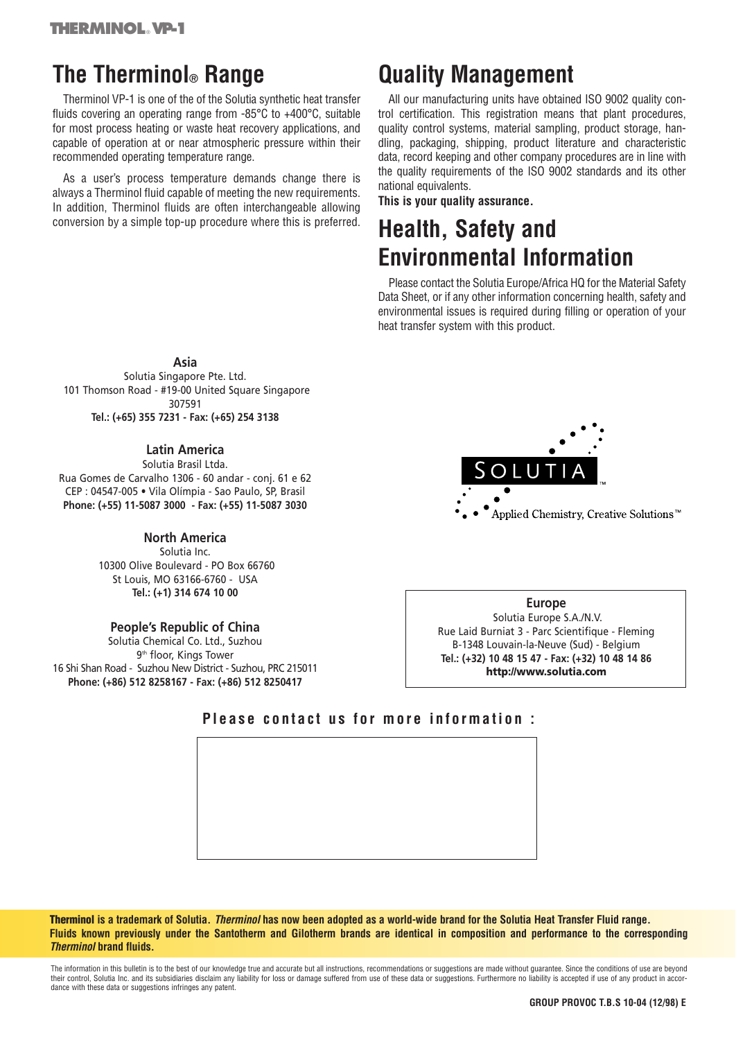## The Therminol® Range

Therminol VP-1 is one of the of the Solutia synthetic heat transfer fluids covering an operating range from -85°C to +400°C, suitable for most process heating or waste heat recovery applications, and capable of operation at or near atmospheric pressure within their recommended operating temperature range.

As a user's process temperature demands change there is always a Therminol fluid capable of meeting the new requirements. In addition, Therminol fluids are often interchangeable allowing conversion by a simple top-up procedure where this is preferred.

## Quality Management

All our manufacturing units have obtained ISO 9002 quality control certification. This registration means that plant procedures, quality control systems, material sampling, product storage, handling, packaging, shipping, product literature and characteristic data, record keeping and other company procedures are in line with the quality requirements of the ISO 9002 standards and its other national equivalents.

**This is your quality assurance.**

## Health, Safety and Environmental Information

Please contact the Solutia Europe/Africa HQ for the Material Safety Data Sheet, or if any other information concerning health, safety and environmental issues is required during filling or operation of your heat transfer system with this product.

**Asia**
Solutia Singapore Pte. Ltd.
101 Thomson Road - #19-00 United Square Singapore 307591
**Tel.: (+65) 355 7231 - Fax: (+65) 254 3138**

**Latin America**
Solutia Brasil Ltda.
Rua Gomes de Carvalho 1306 - 60 andar - conj. 61 e 62
CEP : 04547-005 • Vila Olímpia - Sao Paulo, SP, Brasil
**Phone: (+55) 11-5087 3000 - Fax: (+55) 11-5087 3030**

**North America**
Solutia Inc.
10300 Olive Boulevard - PO Box 66760
St Louis, MO 63166-6760 - USA
**Tel.: (+1) 314 674 10 00**

**People's Republic of China**
Solutia Chemical Co. Ltd., Suzhou
9th floor, Kings Tower
16 Shi Shan Road - Suzhou New District - Suzhou, PRC 215011
**Phone: (+86) 512 8258167 - Fax: (+86) 512 8250417**

SOLUTIA™
Applied Chemistry, Creative Solutions™

**Europe**
Solutia Europe S.A./N.V.
Rue Laid Burniat 3 - Parc Scientifique - Fleming
B-1348 Louvain-la-Neuve (Sud) - Belgium
**Tel.: (+32) 10 48 15 47 - Fax: (+32) 10 48 14 86**
**http://www.solutia.com**

**Please contact us for more information :**

**Therminol is a trademark of Solutia. *Therminol* has now been adopted as a world-wide brand for the Solutia Heat Transfer Fluid range. Fluids known previously under the Santotherm and Gilotherm brands are identical in composition and performance to the corresponding *Therminol* brand fluids.**

The information in this bulletin is to the best of our knowledge true and accurate but all instructions, recommendations or suggestions are made without guarantee. Since the conditions of use are beyond their control, Solutia Inc. and its subsidiaries disclaim any liability for loss or damage suffered from use of these data or suggestions. Furthermore no liability is accepted if use of any product in accordance with these data or suggestions infringes any patent.

**GROUP PROVOC T.B.S 10-04 (12/98) E**